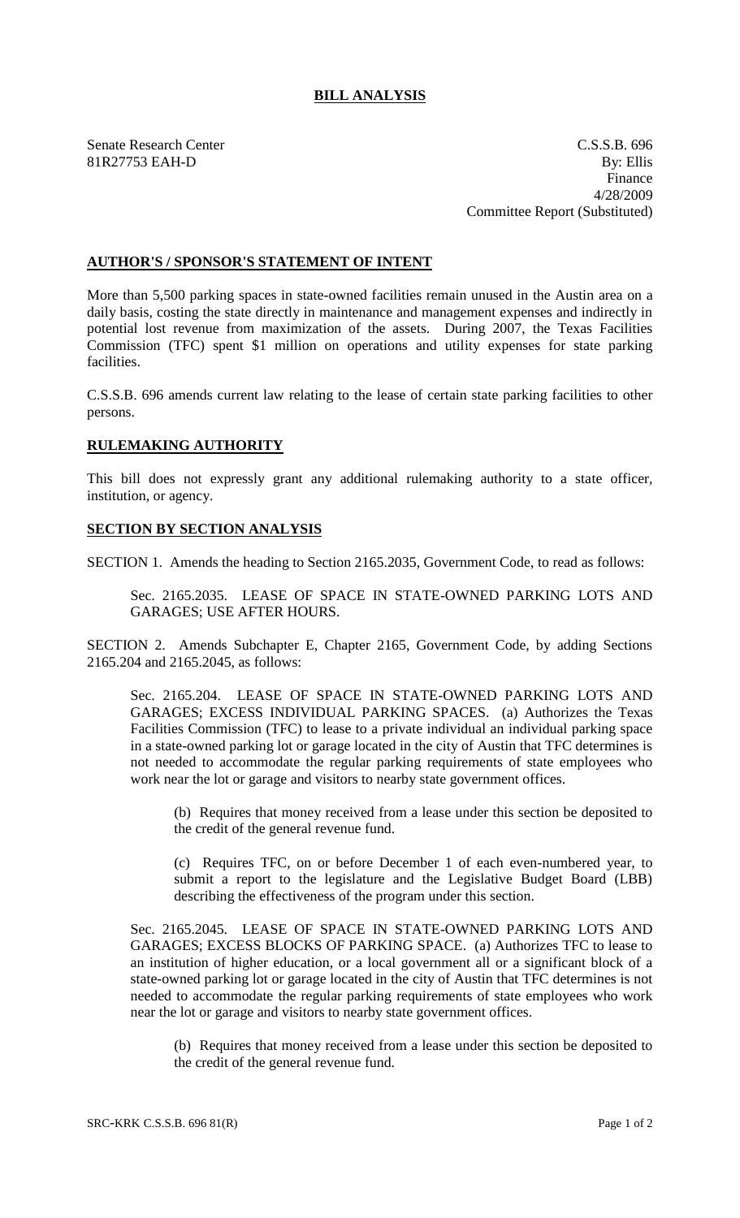# BILL ANALYSIS

Senate Research Center
81R27753 EAH-D

C.S.S.B. 696
By: Ellis
Finance
4/28/2009
Committee Report (Substituted)

## AUTHOR'S / SPONSOR'S STATEMENT OF INTENT

More than 5,500 parking spaces in state-owned facilities remain unused in the Austin area on a daily basis, costing the state directly in maintenance and management expenses and indirectly in potential lost revenue from maximization of the assets. During 2007, the Texas Facilities Commission (TFC) spent $1 million on operations and utility expenses for state parking facilities.

C.S.S.B. 696 amends current law relating to the lease of certain state parking facilities to other persons.

## RULEMAKING AUTHORITY

This bill does not expressly grant any additional rulemaking authority to a state officer, institution, or agency.

## SECTION BY SECTION ANALYSIS

SECTION 1. Amends the heading to Section 2165.2035, Government Code, to read as follows:

Sec. 2165.2035. LEASE OF SPACE IN STATE-OWNED PARKING LOTS AND GARAGES; USE AFTER HOURS.

SECTION 2. Amends Subchapter E, Chapter 2165, Government Code, by adding Sections 2165.204 and 2165.2045, as follows:

Sec. 2165.204. LEASE OF SPACE IN STATE-OWNED PARKING LOTS AND GARAGES; EXCESS INDIVIDUAL PARKING SPACES. (a) Authorizes the Texas Facilities Commission (TFC) to lease to a private individual an individual parking space in a state-owned parking lot or garage located in the city of Austin that TFC determines is not needed to accommodate the regular parking requirements of state employees who work near the lot or garage and visitors to nearby state government offices.

(b) Requires that money received from a lease under this section be deposited to the credit of the general revenue fund.

(c) Requires TFC, on or before December 1 of each even-numbered year, to submit a report to the legislature and the Legislative Budget Board (LBB) describing the effectiveness of the program under this section.

Sec. 2165.2045. LEASE OF SPACE IN STATE-OWNED PARKING LOTS AND GARAGES; EXCESS BLOCKS OF PARKING SPACE. (a) Authorizes TFC to lease to an institution of higher education, or a local government all or a significant block of a state-owned parking lot or garage located in the city of Austin that TFC determines is not needed to accommodate the regular parking requirements of state employees who work near the lot or garage and visitors to nearby state government offices.

(b) Requires that money received from a lease under this section be deposited to the credit of the general revenue fund.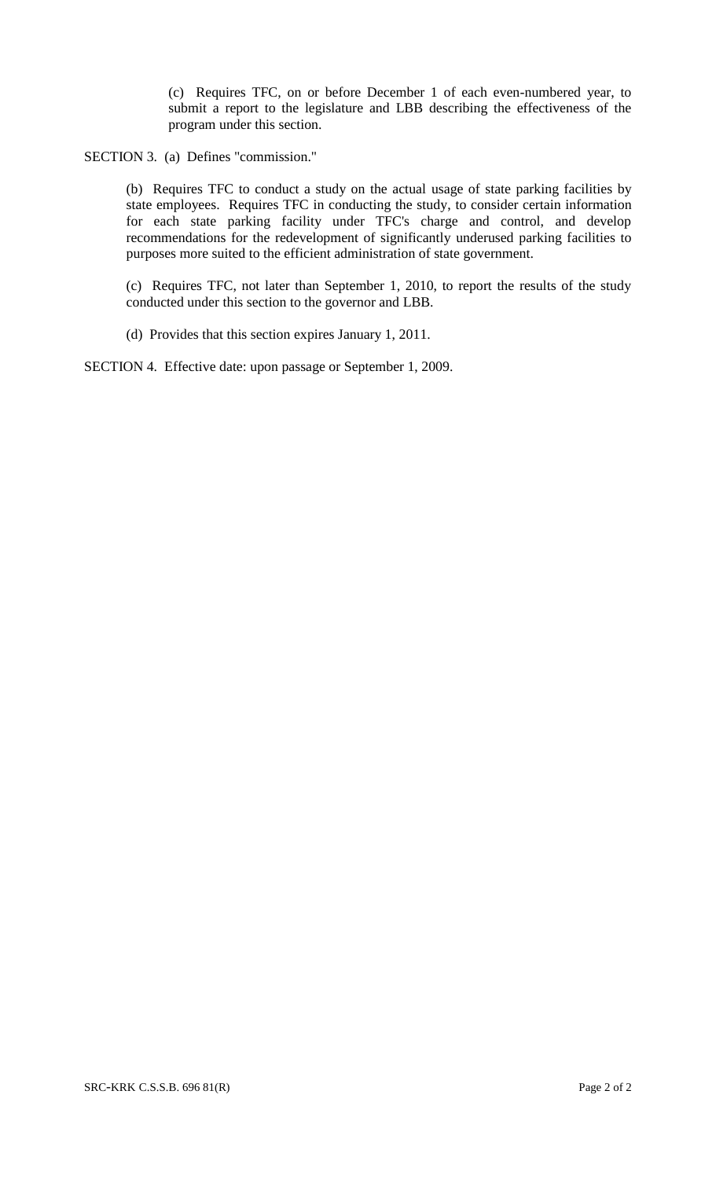(c) Requires TFC, on or before December 1 of each even-numbered year, to submit a report to the legislature and LBB describing the effectiveness of the program under this section.

SECTION 3. (a) Defines "commission."

(b) Requires TFC to conduct a study on the actual usage of state parking facilities by state employees. Requires TFC in conducting the study, to consider certain information for each state parking facility under TFC's charge and control, and develop recommendations for the redevelopment of significantly underused parking facilities to purposes more suited to the efficient administration of state government.

(c) Requires TFC, not later than September 1, 2010, to report the results of the study conducted under this section to the governor and LBB.

(d) Provides that this section expires January 1, 2011.

SECTION 4. Effective date: upon passage or September 1, 2009.